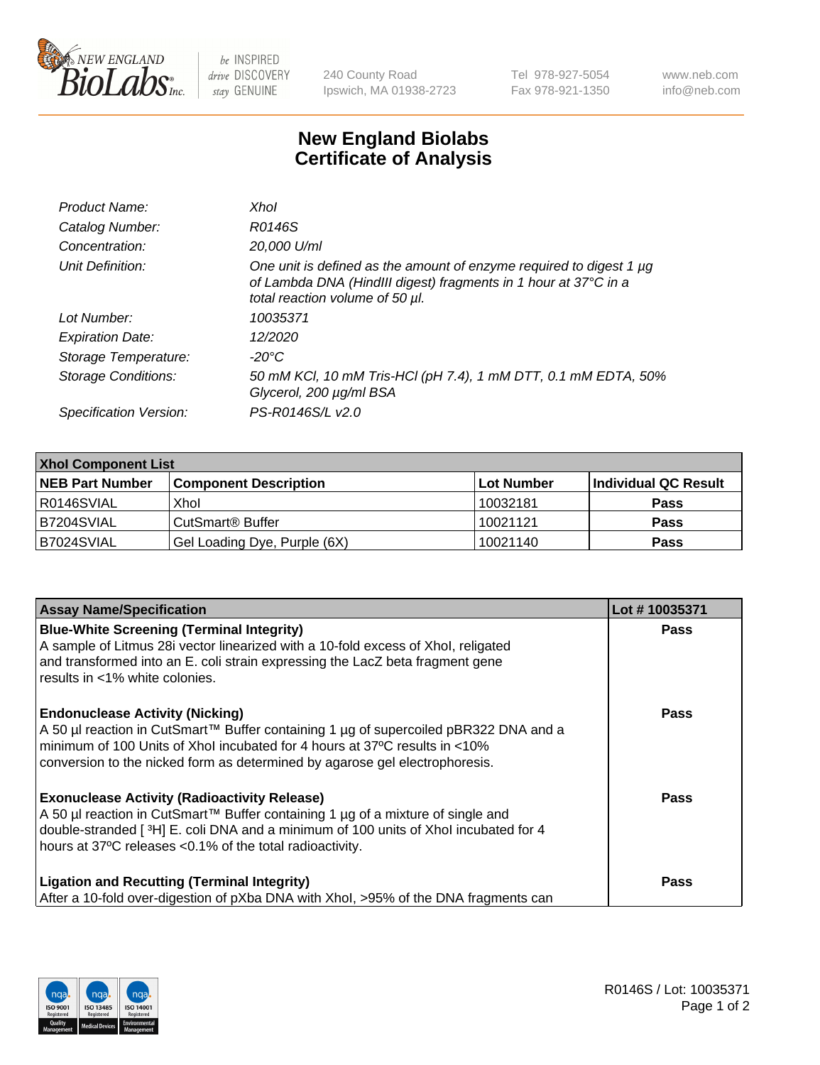# New England Biolabs Certificate of Analysis

| | |
|---|---|
| *Product Name:* | *XhoI* |
| *Catalog Number:* | *R0146S* |
| *Concentration:* | *20,000 U/ml* |
| *Unit Definition:* | *One unit is defined as the amount of enzyme required to digest 1 µg of Lambda DNA (HindIII digest) fragments in 1 hour at 37°C in a total reaction volume of 50 µl.* |
| *Lot Number:* | *10035371* |
| *Expiration Date:* | *12/2020* |
| *Storage Temperature:* | *-20°C* |
| *Storage Conditions:* | *50 mM KCl, 10 mM Tris-HCl (pH 7.4), 1 mM DTT, 0.1 mM EDTA, 50% Glycerol, 200 µg/ml BSA* |
| *Specification Version:* | *PS-R0146S/L v2.0* |

| XhoI Component List | | | |
|---|---|---|---|
| **NEB Part Number** | **Component Description** | **Lot Number** | **Individual QC Result** |
| R0146SVIAL | XhoI | 10032181 | **Pass** |
| B7204SVIAL | CutSmart® Buffer | 10021121 | **Pass** |
| B7024SVIAL | Gel Loading Dye, Purple (6X) | 10021140 | **Pass** |

| Assay Name/Specification | Lot # 10035371 |
|---|---|
| **Blue-White Screening (Terminal Integrity)** A sample of Litmus 28i vector linearized with a 10-fold excess of XhoI, religated and transformed into an E. coli strain expressing the LacZ beta fragment gene results in <1% white colonies. | **Pass** |
| **Endonuclease Activity (Nicking)** A 50 µl reaction in CutSmart™ Buffer containing 1 µg of supercoiled pBR322 DNA and a minimum of 100 Units of XhoI incubated for 4 hours at 37ºC results in <10% conversion to the nicked form as determined by agarose gel electrophoresis. | **Pass** |
| **Exonuclease Activity (Radioactivity Release)** A 50 µl reaction in CutSmart™ Buffer containing 1 µg of a mixture of single and double-stranded [ $^{3}$H] E. coli DNA and a minimum of 100 units of XhoI incubated for 4 hours at 37ºC releases <0.1% of the total radioactivity. | **Pass** |
| **Ligation and Recutting (Terminal Integrity)** After a 10-fold over-digestion of pXba DNA with XhoI, >95% of the DNA fragments can | **Pass** |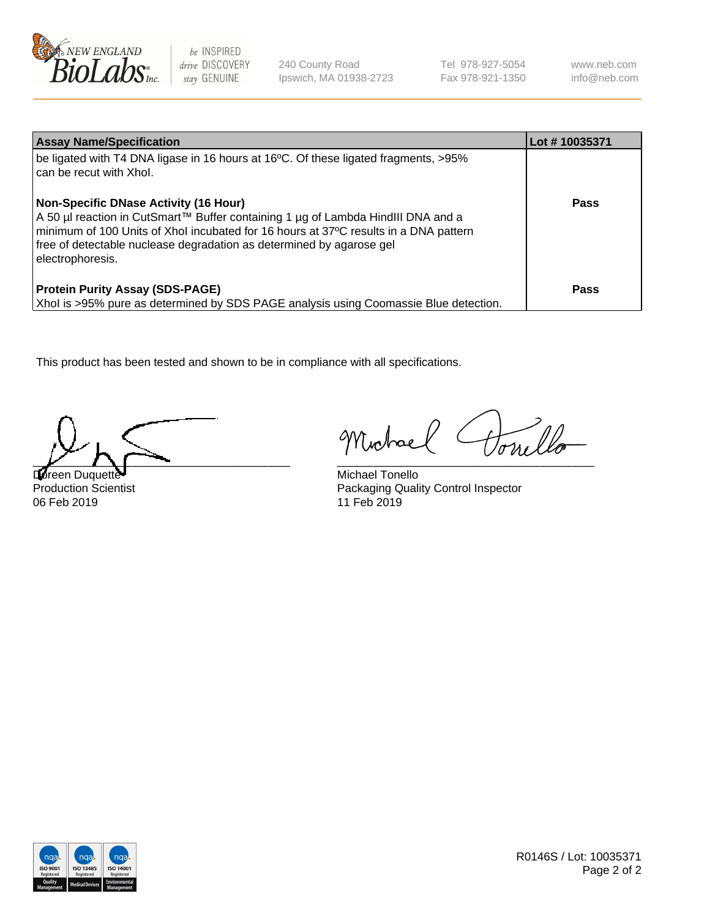| Assay Name/Specification | Lot # 10035371 |
| --- | --- |
| be ligated with T4 DNA ligase in 16 hours at 16ºC. Of these ligated fragments, >95% can be recut with XhoI. | |
| **Non-Specific DNase Activity (16 Hour)**<br>A 50 µl reaction in CutSmart™ Buffer containing 1 µg of Lambda HindIII DNA and a minimum of 100 Units of XhoI incubated for 16 hours at 37ºC results in a DNA pattern free of detectable nuclease degradation as determined by agarose gel electrophoresis. | **Pass** |
| **Protein Purity Assay (SDS-PAGE)**<br>XhoI is >95% pure as determined by SDS PAGE analysis using Coomassie Blue detection. | **Pass** |

This product has been tested and shown to be in compliance with all specifications.

Doreen Duquette
Production Scientist
06 Feb 2019

Michael Tonello
Packaging Quality Control Inspector
11 Feb 2019

R0146S / Lot: 10035371